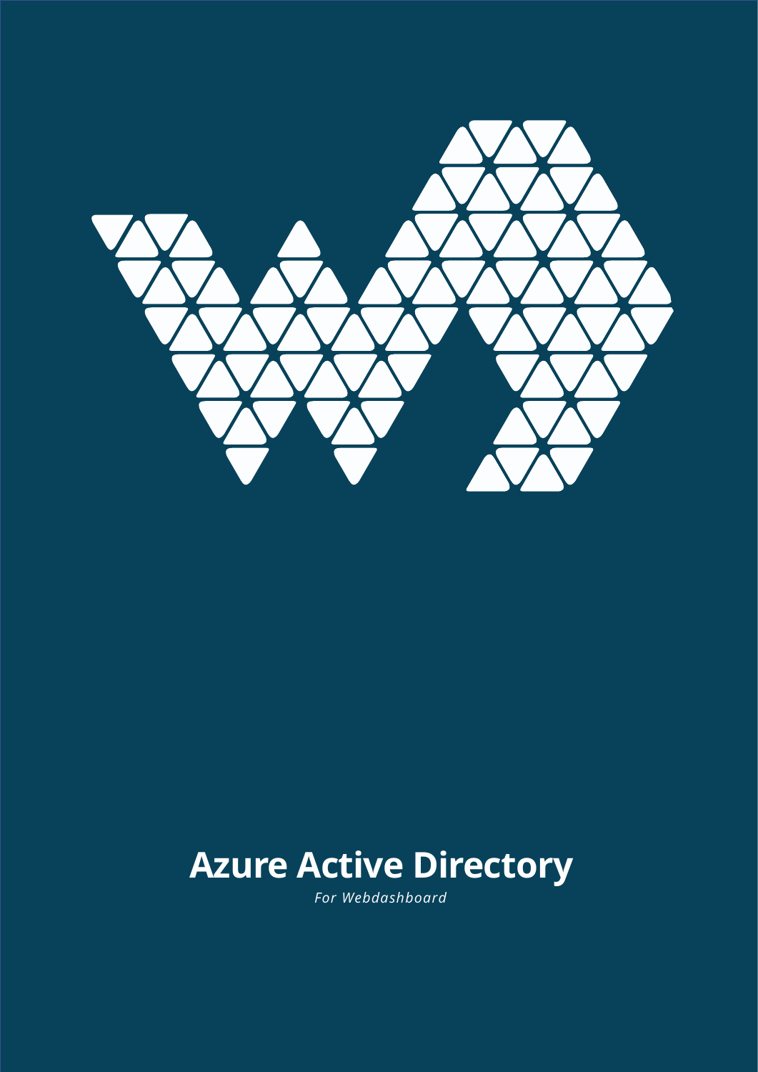# Azure Active Directory

*For Webdashboard*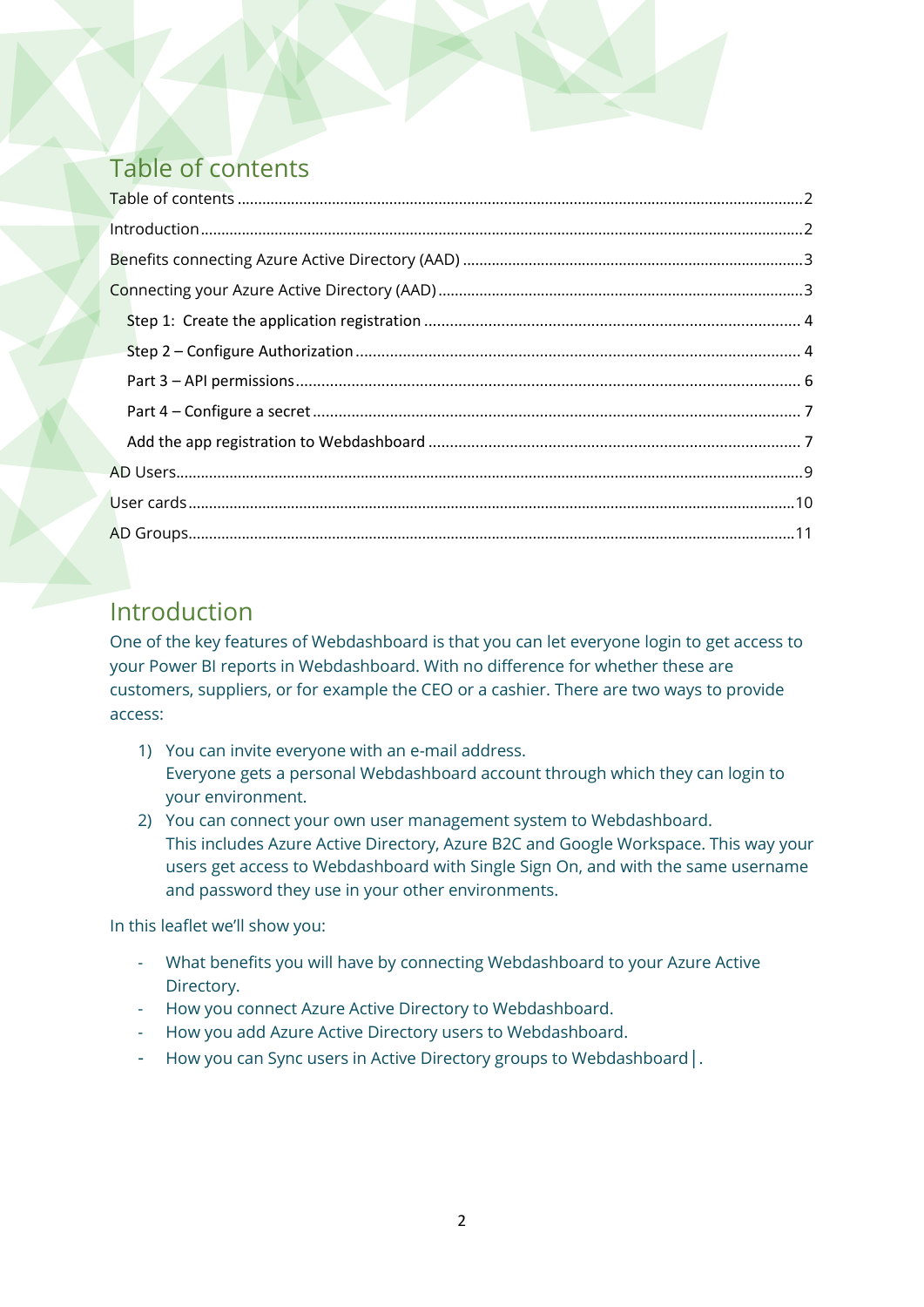# Table of contents

- Table of contents ........................................ 2
- Introduction ........................................ 2
- Benefits connecting Azure Active Directory (AAD) ........................................ 3
- Connecting your Azure Active Directory (AAD) ........................................ 3
  - Step 1: Create the application registration ........................................ 4
  - Step 2 – Configure Authorization ........................................ 4
  - Part 3 – API permissions ........................................ 6
  - Part 4 – Configure a secret ........................................ 7
  - Add the app registration to Webdashboard ........................................ 7
- AD Users ........................................ 9
- User cards ........................................ 10
- AD Groups ........................................ 11

# Introduction

One of the key features of Webdashboard is that you can let everyone login to get access to your Power BI reports in Webdashboard. With no difference for whether these are customers, suppliers, or for example the CEO or a cashier. There are two ways to provide access:

1) You can invite everyone with an e-mail address.
   Everyone gets a personal Webdashboard account through which they can login to your environment.
2) You can connect your own user management system to Webdashboard.
   This includes Azure Active Directory, Azure B2C and Google Workspace. This way your users get access to Webdashboard with Single Sign On, and with the same username and password they use in your other environments.

In this leaflet we'll show you:

- What benefits you will have by connecting Webdashboard to your Azure Active Directory.
- How you connect Azure Active Directory to Webdashboard.
- How you add Azure Active Directory users to Webdashboard.
- How you can Sync users in Active Directory groups to Webdashboard|.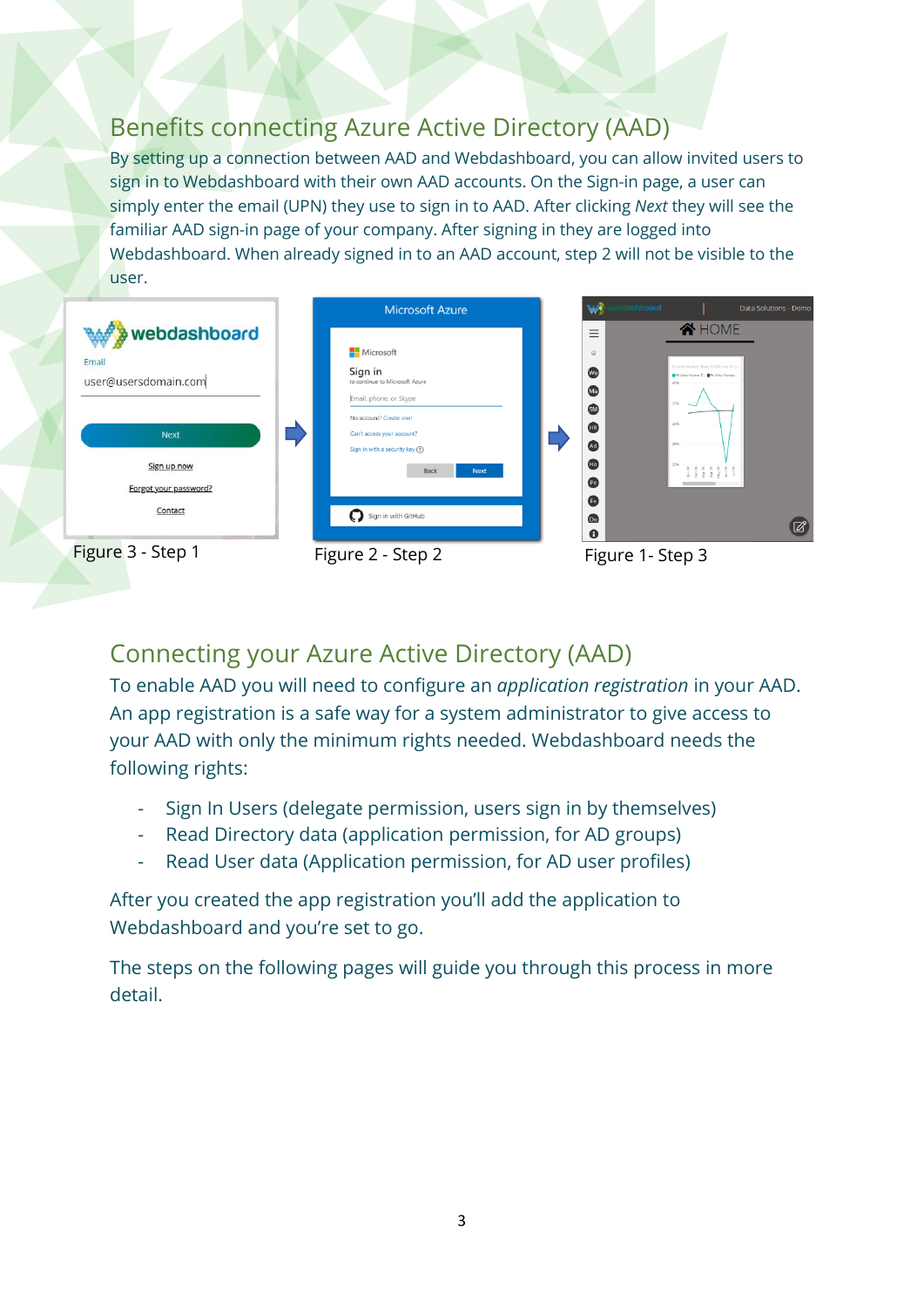## Benefits connecting Azure Active Directory (AAD)

By setting up a connection between AAD and Webdashboard, you can allow invited users to sign in to Webdashboard with their own AAD accounts. On the Sign-in page, a user can simply enter the email (UPN) they use to sign in to AAD. After clicking *Next* they will see the familiar AAD sign-in page of your company. After signing in they are logged into Webdashboard. When already signed in to an AAD account, step 2 will not be visible to the user.

Figure 3 - Step 1

Figure 2 - Step 2

Figure 1- Step 3

## Connecting your Azure Active Directory (AAD)

To enable AAD you will need to configure an *application registration* in your AAD. An app registration is a safe way for a system administrator to give access to your AAD with only the minimum rights needed. Webdashboard needs the following rights:

- Sign In Users (delegate permission, users sign in by themselves)
- Read Directory data (application permission, for AD groups)
- Read User data (Application permission, for AD user profiles)

After you created the app registration you'll add the application to Webdashboard and you're set to go.

The steps on the following pages will guide you through this process in more detail.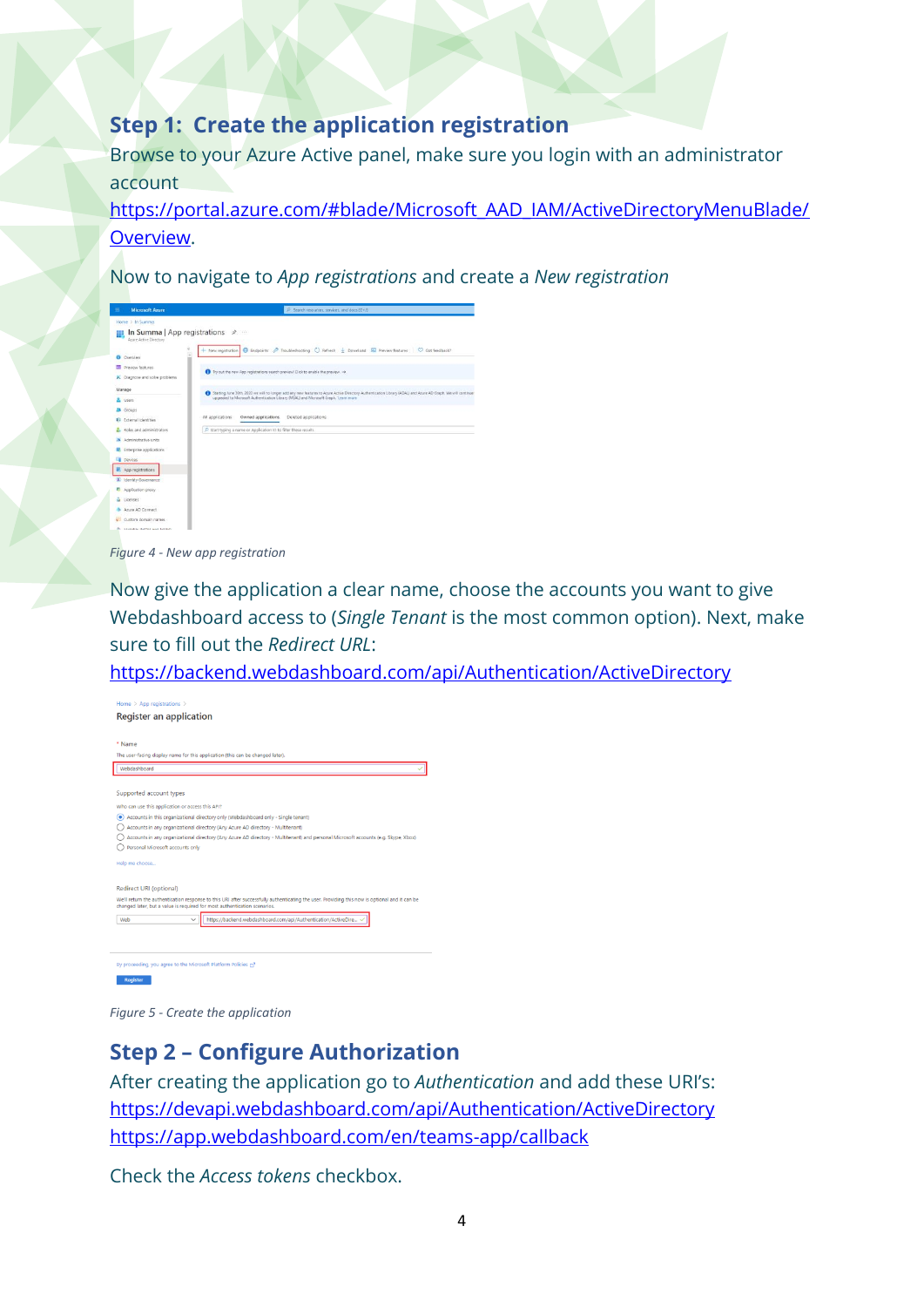## Step 1: Create the application registration

Browse to your Azure Active panel, make sure you login with an administrator account [https://portal.azure.com/#blade/Microsoft_AAD_IAM/ActiveDirectoryMenuBlade/Overview](https://portal.azure.com/#blade/Microsoft_AAD_IAM/ActiveDirectoryMenuBlade/Overview).

Now to navigate to *App registrations* and create a *New registration*

*Figure 4 - New app registration*

Now give the application a clear name, choose the accounts you want to give Webdashboard access to (*Single Tenant* is the most common option). Next, make sure to fill out the *Redirect URL*:
[https://backend.webdashboard.com/api/Authentication/ActiveDirectory](https://backend.webdashboard.com/api/Authentication/ActiveDirectory)

*Figure 5 - Create the application*

## Step 2 – Configure Authorization

After creating the application go to *Authentication* and add these URI's:
[https://devapi.webdashboard.com/api/Authentication/ActiveDirectory](https://devapi.webdashboard.com/api/Authentication/ActiveDirectory)
[https://app.webdashboard.com/en/teams-app/callback](https://app.webdashboard.com/en/teams-app/callback)

Check the *Access tokens* checkbox.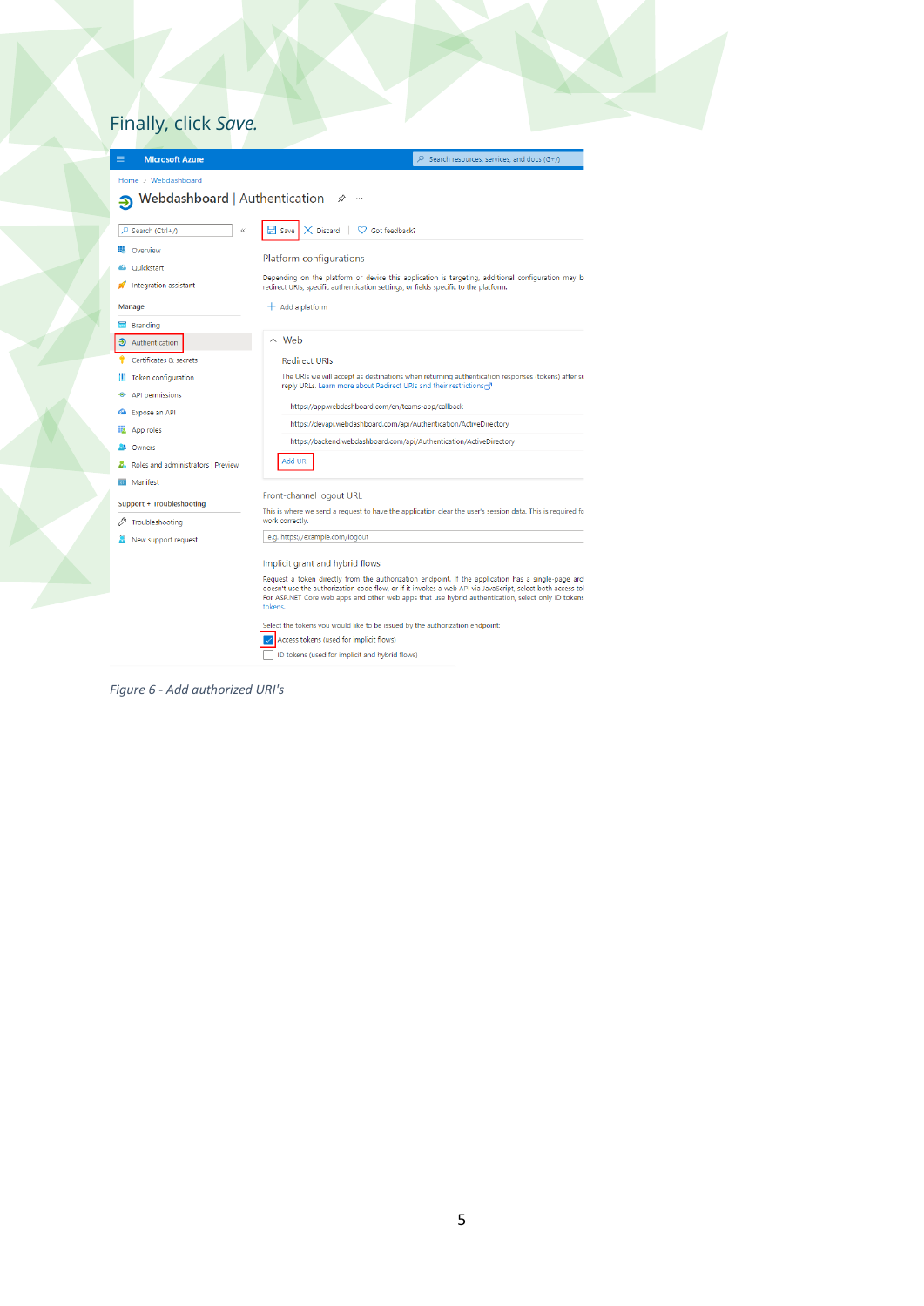Finally, click *Save.*

*Figure 6 - Add authorized URI's*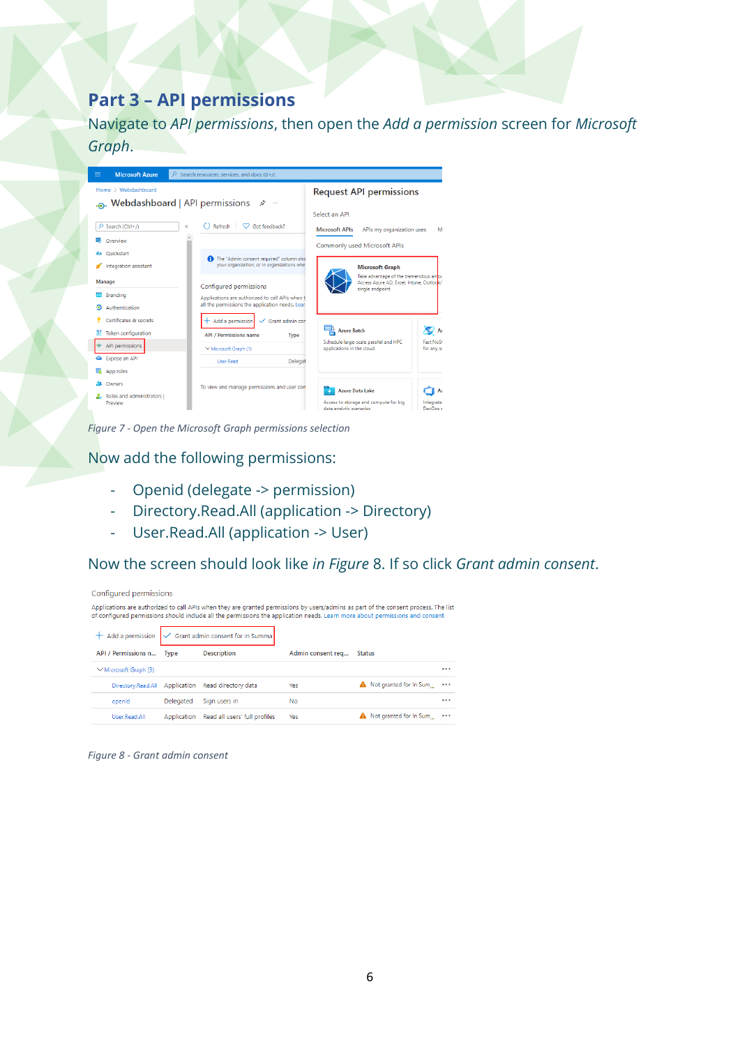## Part 3 – API permissions

Navigate to *API permissions*, then open the *Add a permission* screen for *Microsoft Graph*.

*Figure 7 - Open the Microsoft Graph permissions selection*

Now add the following permissions:

- Openid (delegate -> permission)
- Directory.Read.All (application -> Directory)
- User.Read.All (application -> User)

Now the screen should look like *in Figure* 8. If so click *Grant admin consent*.

*Figure 8 - Grant admin consent*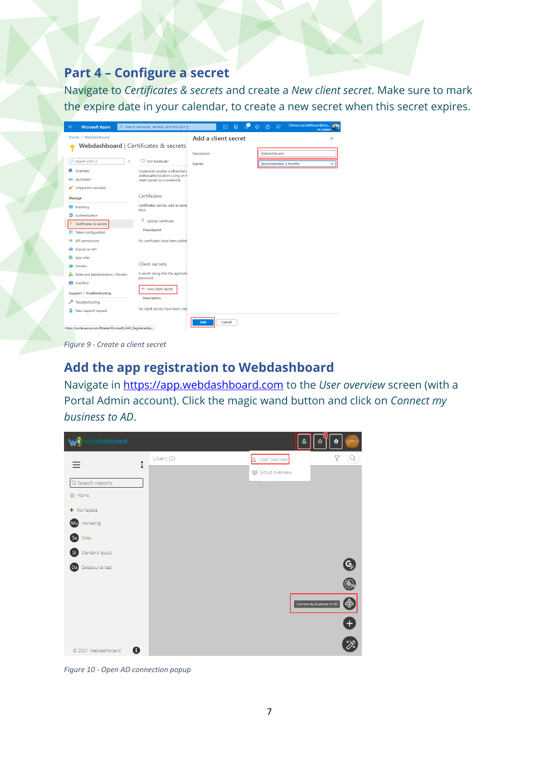## Part 4 – Configure a secret

Navigate to *Certificates & secrets* and create a *New client secret*. Make sure to mark the expire date in your calendar, to create a new secret when this secret expires.

*Figure 9 - Create a client secret*

## Add the app registration to Webdashboard

Navigate in https://app.webdashboard.com to the *User overview* screen (with a Portal Admin account). Click the magic wand button and click on *Connect my business to AD*.

*Figure 10 - Open AD connection popup*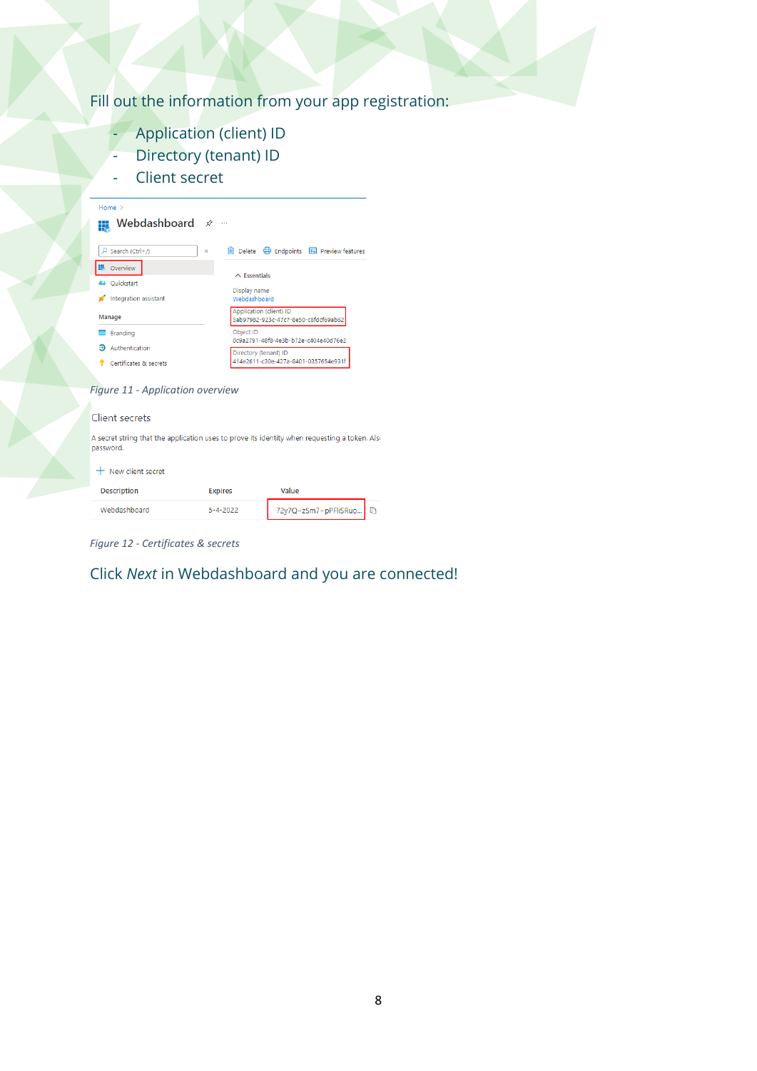Fill out the information from your app registration:

- Application (client) ID
- Directory (tenant) ID
- Client secret

*Figure 11 - Application overview*

*Figure 12 - Certificates & secrets*

Click *Next* in Webdashboard and you are connected!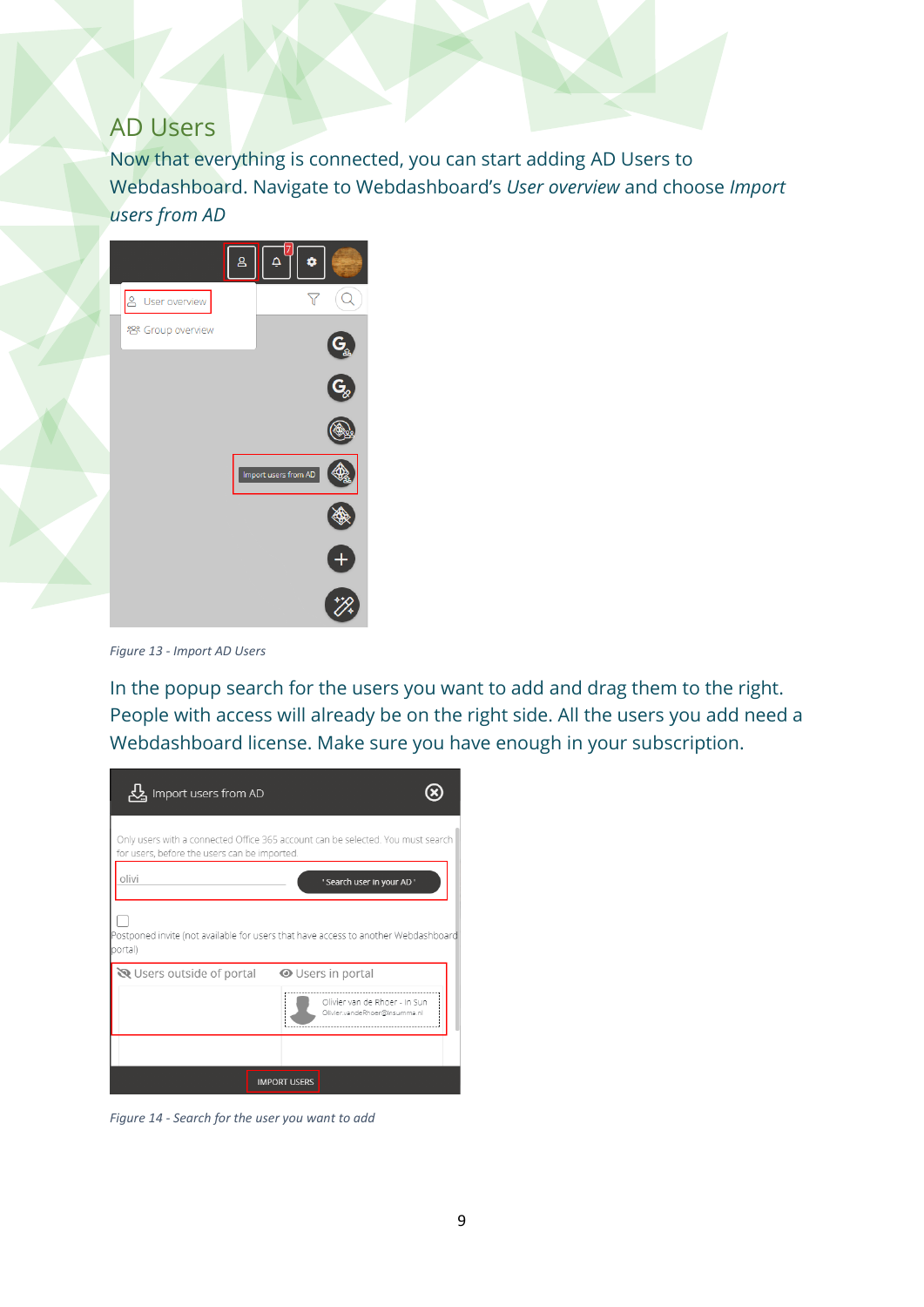## AD Users

Now that everything is connected, you can start adding AD Users to Webdashboard. Navigate to Webdashboard's *User overview* and choose *Import users from AD*

*Figure 13 - Import AD Users*

In the popup search for the users you want to add and drag them to the right. People with access will already be on the right side. All the users you add need a Webdashboard license. Make sure you have enough in your subscription.

*Figure 14 - Search for the user you want to add*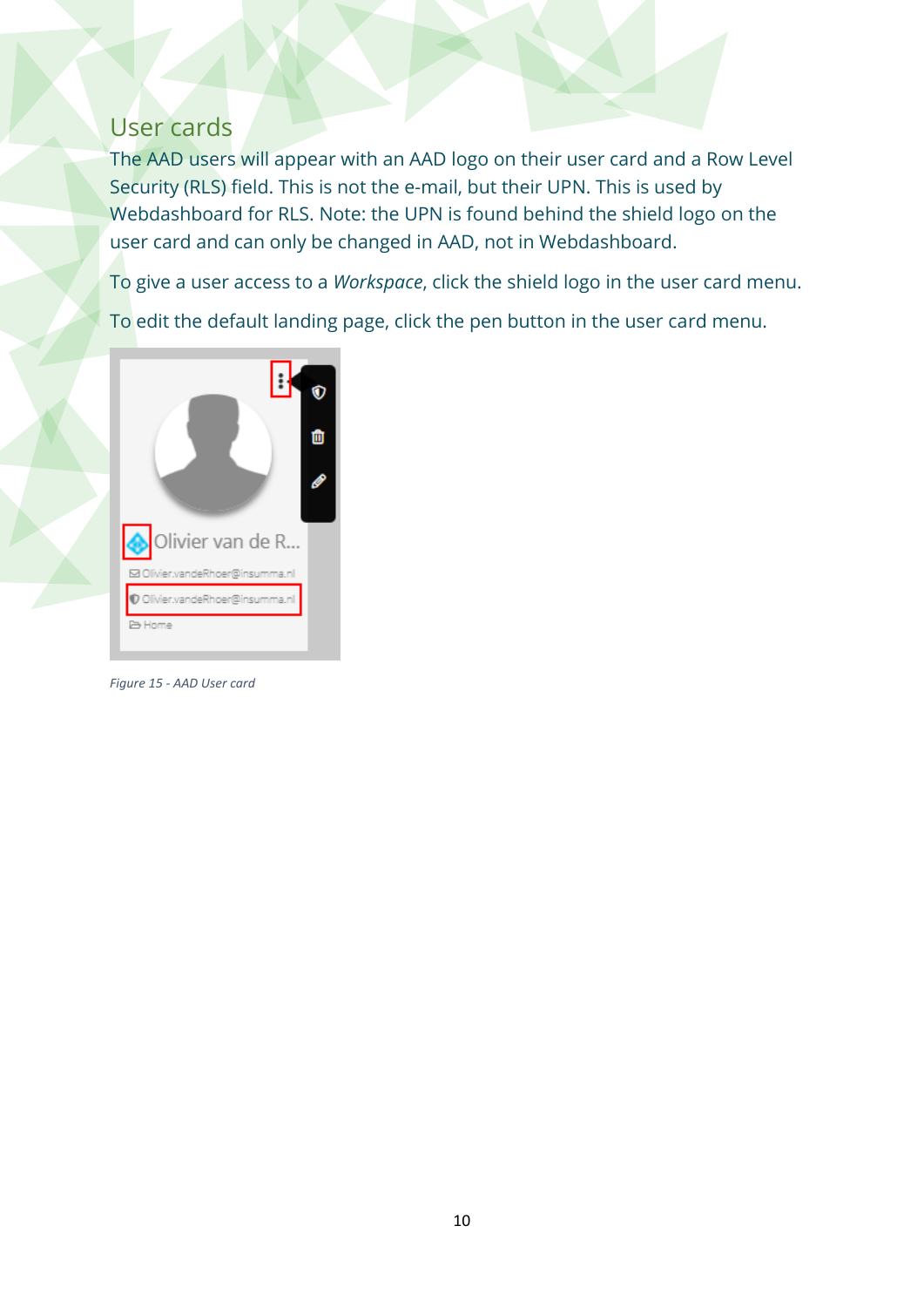## User cards

The AAD users will appear with an AAD logo on their user card and a Row Level Security (RLS) field. This is not the e-mail, but their UPN. This is used by Webdashboard for RLS. Note: the UPN is found behind the shield logo on the user card and can only be changed in AAD, not in Webdashboard.

To give a user access to a *Workspace*, click the shield logo in the user card menu.

To edit the default landing page, click the pen button in the user card menu.

*Figure 15 - AAD User card*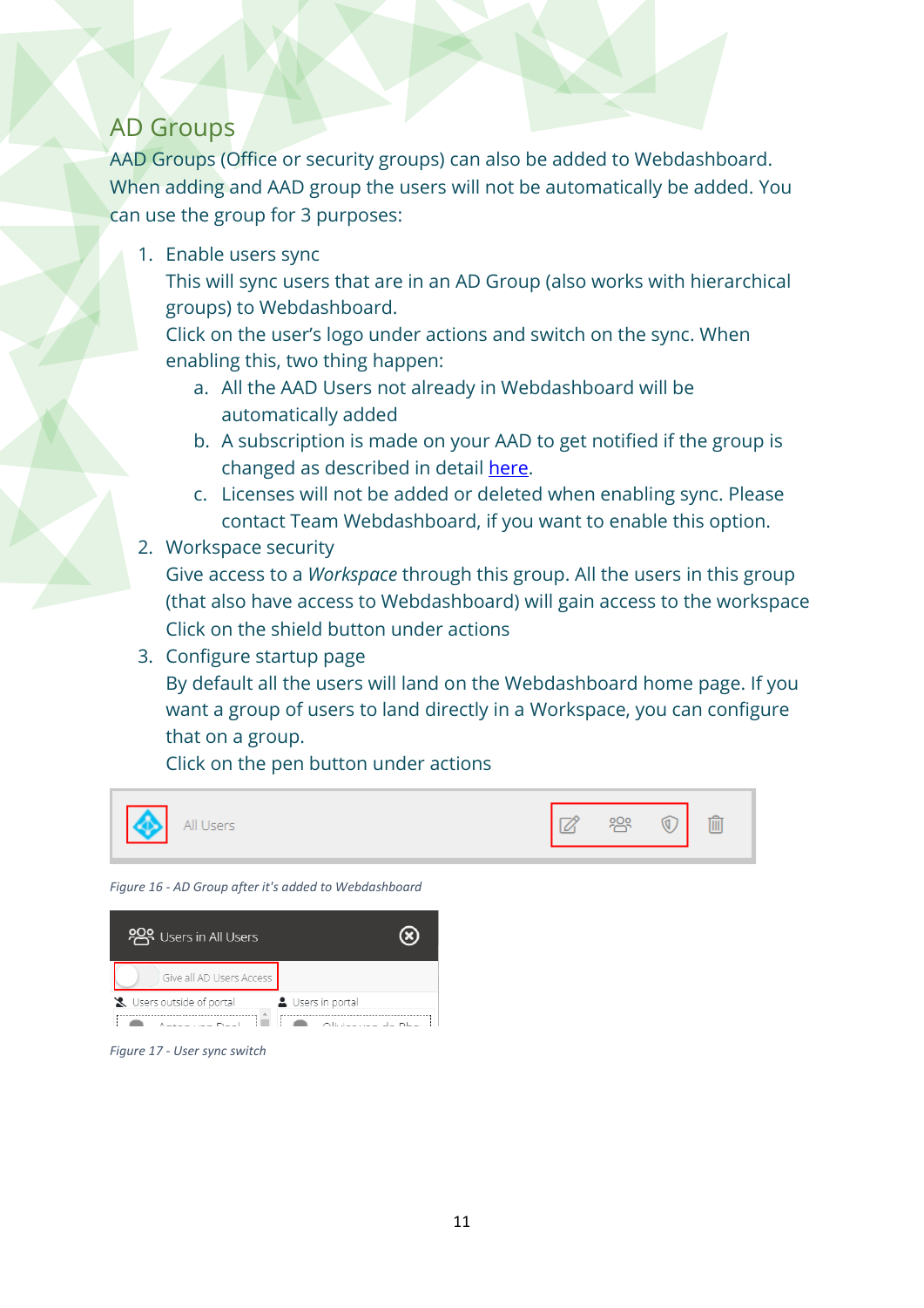## AD Groups

AAD Groups (Office or security groups) can also be added to Webdashboard. When adding and AAD group the users will not be automatically be added. You can use the group for 3 purposes:

1. Enable users sync
   This will sync users that are in an AD Group (also works with hierarchical groups) to Webdashboard.
   Click on the user's logo under actions and switch on the sync. When enabling this, two thing happen:
   a. All the AAD Users not already in Webdashboard will be automatically added
   b. A subscription is made on your AAD to get notified if the group is changed as described in detail [here](#).
   c. Licenses will not be added or deleted when enabling sync. Please contact Team Webdashboard, if you want to enable this option.
2. Workspace security
   Give access to a *Workspace* through this group. All the users in this group (that also have access to Webdashboard) will gain access to the workspace
   Click on the shield button under actions
3. Configure startup page
   By default all the users will land on the Webdashboard home page. If you want a group of users to land directly in a Workspace, you can configure that on a group.
   Click on the pen button under actions

*Figure 16 - AD Group after it's added to Webdashboard*

*Figure 17 - User sync switch*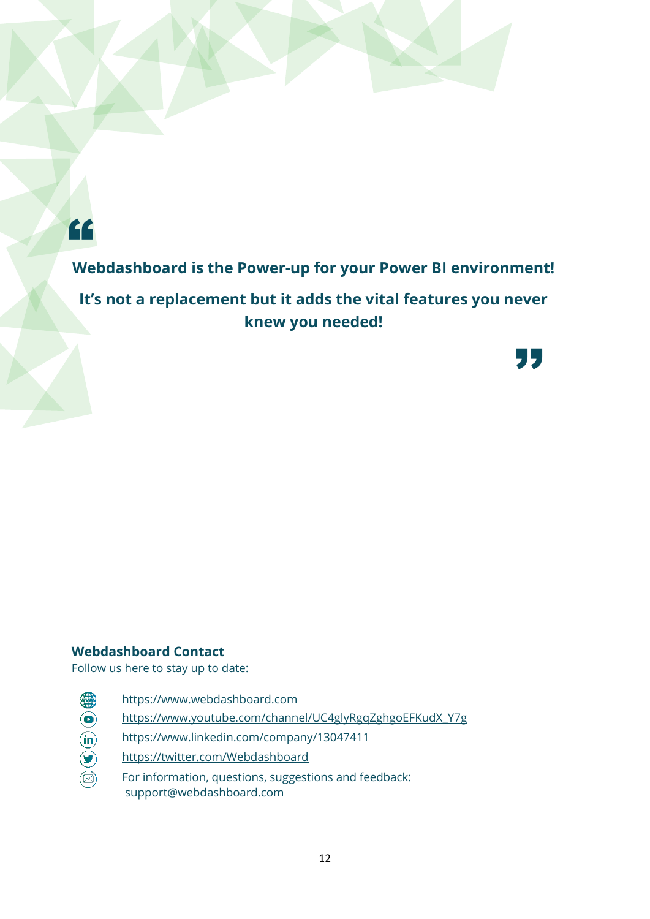> **Webdashboard is the Power-up for your Power BI environment!**
>
> **It's not a replacement but it adds the vital features you never knew you needed!**

**Webdashboard Contact**

Follow us here to stay up to date:

- https://www.webdashboard.com
- https://www.youtube.com/channel/UC4glyRgqZghgoEFKudX_Y7g
- https://www.linkedin.com/company/13047411
- https://twitter.com/Webdashboard
- For information, questions, suggestions and feedback: support@webdashboard.com